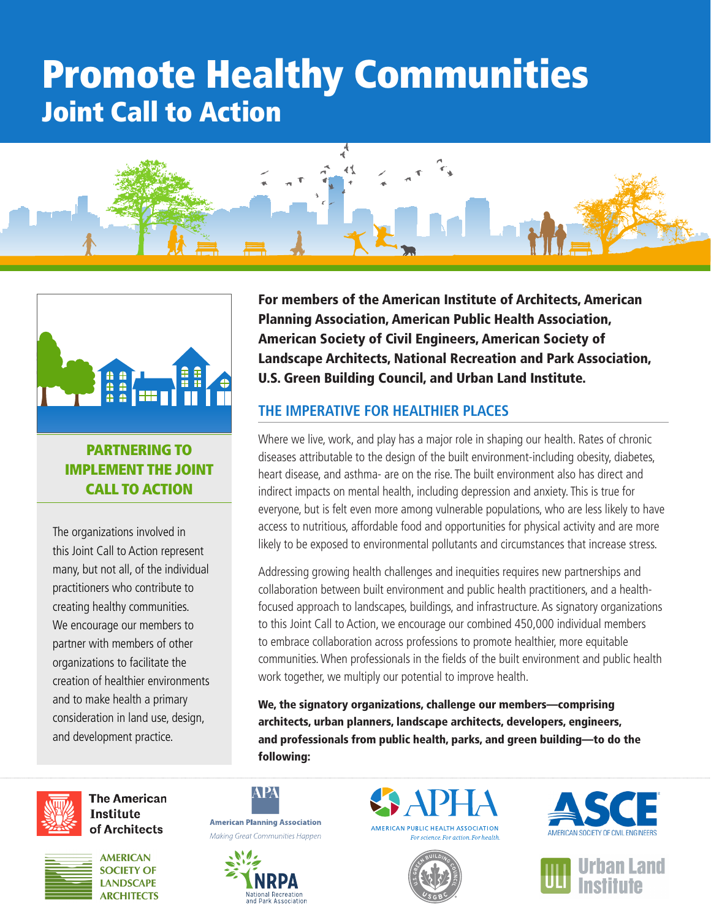# Promote Healthy Communities

## Joint Call to Action

### PARTNERING TO IMPLEMENT THE JOINT CALL TO ACTION

The organizations involved in this Joint Call to Action represent many, but not all, of the individual practitioners who contribute to creating healthy communities. We encourage our members to partner with members of other organizations to facilitate the creation of healthier environments and to make health a primary consideration in land use, design, and development practice.

**For members of the American Institute of Architects, American Planning Association, American Public Health Association, American Society of Civil Engineers, American Society of Landscape Architects, National Recreation and Park Association, U.S. Green Building Council, and Urban Land Institute.**

## THE IMPERATIVE FOR HEALTHIER PLACES

Where we live, work, and play has a major role in shaping our health. Rates of chronic diseases attributable to the design of the built environment-including obesity, diabetes, heart disease, and asthma- are on the rise. The built environment also has direct and indirect impacts on mental health, including depression and anxiety. This is true for everyone, but is felt even more among vulnerable populations, who are less likely to have access to nutritious, affordable food and opportunities for physical activity and are more likely to be exposed to environmental pollutants and circumstances that increase stress.

Addressing growing health challenges and inequities requires new partnerships and collaboration between built environment and public health practitioners, and a health-focused approach to landscapes, buildings, and infrastructure. As signatory organizations to this Joint Call to Action, we encourage our combined 450,000 individual members to embrace collaboration across professions to promote healthier, more equitable communities. When professionals in the fields of the built environment and public health work together, we multiply our potential to improve health.

**We, the signatory organizations, challenge our members—comprising architects, urban planners, landscape architects, developers, engineers, and professionals from public health, parks, and green building—to do the following:**

The American Institute of Architects

APA American Planning Association *Making Great Communities Happen*

APHA American Public Health Association *For science. For action. For health.*

ASCE American Society of Civil Engineers

American Society of Landscape Architects

NRPA National Recreation and Park Association

U.S. Green Building Council USGBC

ULI Urban Land Institute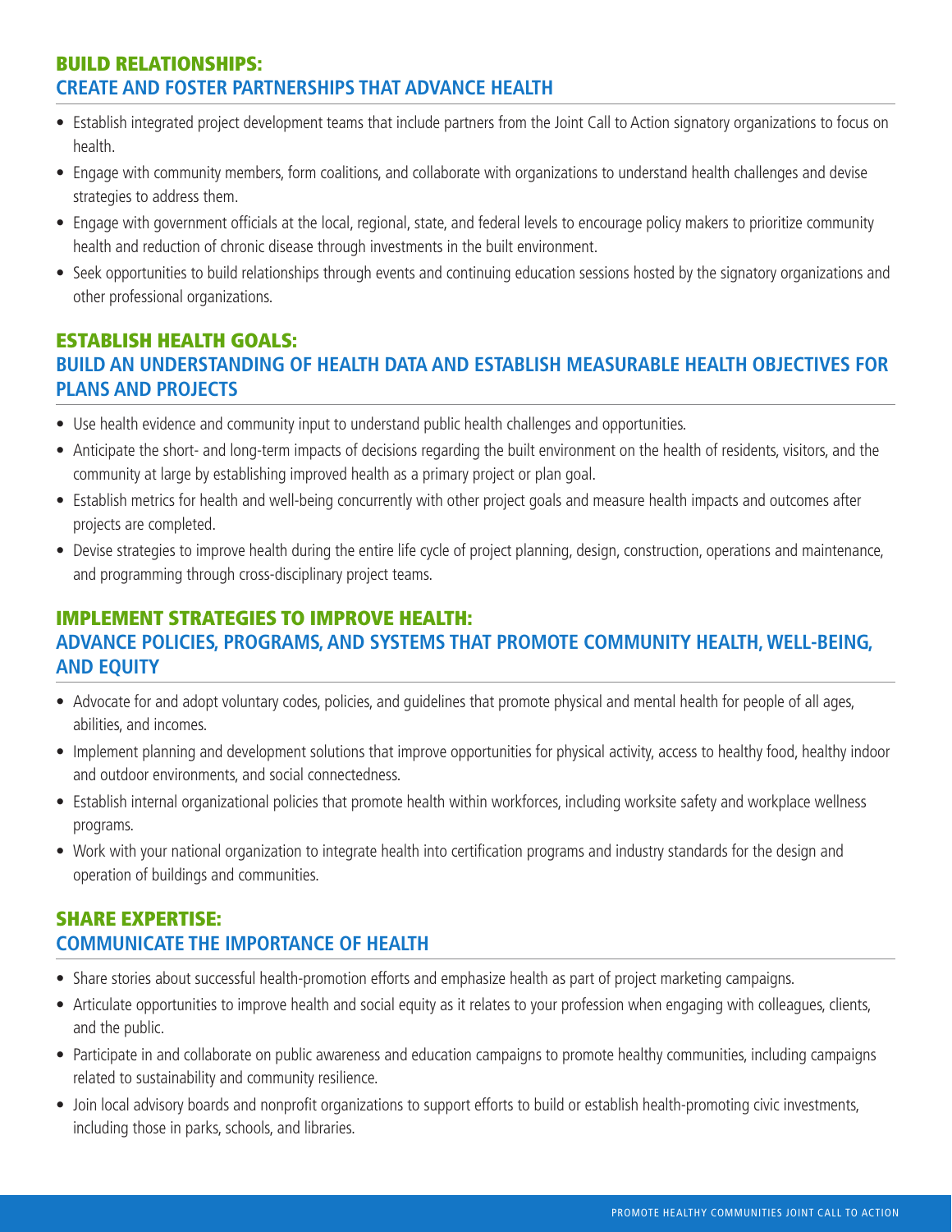## BUILD RELATIONSHIPS:
## CREATE AND FOSTER PARTNERSHIPS THAT ADVANCE HEALTH

- Establish integrated project development teams that include partners from the Joint Call to Action signatory organizations to focus on health.
- Engage with community members, form coalitions, and collaborate with organizations to understand health challenges and devise strategies to address them.
- Engage with government officials at the local, regional, state, and federal levels to encourage policy makers to prioritize community health and reduction of chronic disease through investments in the built environment.
- Seek opportunities to build relationships through events and continuing education sessions hosted by the signatory organizations and other professional organizations.

## ESTABLISH HEALTH GOALS:
## BUILD AN UNDERSTANDING OF HEALTH DATA AND ESTABLISH MEASURABLE HEALTH OBJECTIVES FOR PLANS AND PROJECTS

- Use health evidence and community input to understand public health challenges and opportunities.
- Anticipate the short- and long-term impacts of decisions regarding the built environment on the health of residents, visitors, and the community at large by establishing improved health as a primary project or plan goal.
- Establish metrics for health and well-being concurrently with other project goals and measure health impacts and outcomes after projects are completed.
- Devise strategies to improve health during the entire life cycle of project planning, design, construction, operations and maintenance, and programming through cross-disciplinary project teams.

## IMPLEMENT STRATEGIES TO IMPROVE HEALTH:
## ADVANCE POLICIES, PROGRAMS, AND SYSTEMS THAT PROMOTE COMMUNITY HEALTH, WELL-BEING, AND EQUITY

- Advocate for and adopt voluntary codes, policies, and guidelines that promote physical and mental health for people of all ages, abilities, and incomes.
- Implement planning and development solutions that improve opportunities for physical activity, access to healthy food, healthy indoor and outdoor environments, and social connectedness.
- Establish internal organizational policies that promote health within workforces, including worksite safety and workplace wellness programs.
- Work with your national organization to integrate health into certification programs and industry standards for the design and operation of buildings and communities.

## SHARE EXPERTISE:
## COMMUNICATE THE IMPORTANCE OF HEALTH

- Share stories about successful health-promotion efforts and emphasize health as part of project marketing campaigns.
- Articulate opportunities to improve health and social equity as it relates to your profession when engaging with colleagues, clients, and the public.
- Participate in and collaborate on public awareness and education campaigns to promote healthy communities, including campaigns related to sustainability and community resilience.
- Join local advisory boards and nonprofit organizations to support efforts to build or establish health-promoting civic investments, including those in parks, schools, and libraries.